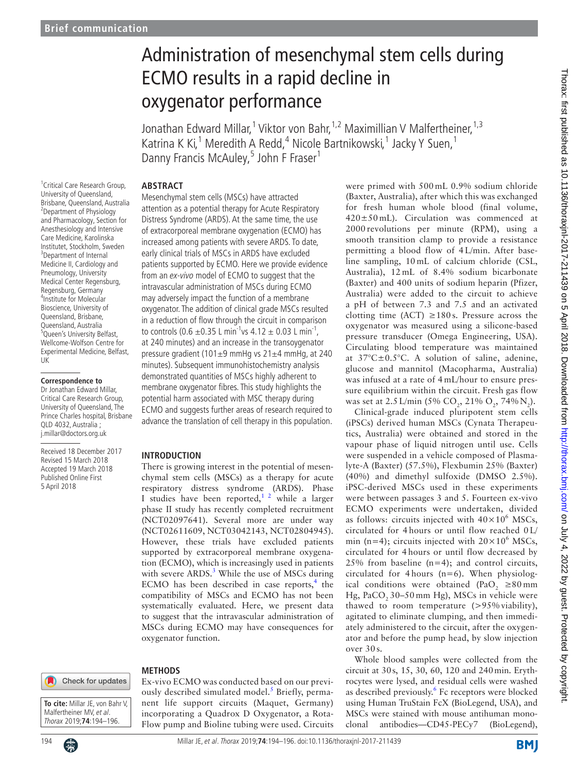Brief communication

# Administration of mesenchymal stem cells during ECMO results in a rapid decline in oxygenator performance

Jonathan Edward Millar,[1] Viktor von Bahr,[1,2] Maximillian V Malfertheiner,[1,3] Katrina K Ki,[1] Meredith A Redd,[4] Nicole Bartnikowski,[1] Jacky Y Suen,[1] Danny Francis McAuley,[5] John F Fraser[1]

[1]Critical Care Research Group, University of Queensland, Brisbane, Queensland, Australia
[2]Department of Physiology and Pharmacology, Section for Anesthesiology and Intensive Care Medicine, Karolinska Institutet, Stockholm, Sweden
[3]Department of Internal Medicine II, Cardiology and Pneumology, University Medical Center Regensburg, Regensburg, Germany
[4]Institute for Molecular Bioscience, University of Queensland, Brisbane, Queensland, Australia
[5]Queen's University Belfast, Wellcome-Wolfson Centre for Experimental Medicine, Belfast, UK

**Correspondence to**
Dr Jonathan Edward Millar, Critical Care Research Group, University of Queensland, The Prince Charles hospital, Brisbane QLD 4032, Australia ; j.millar@doctors.org.uk

Received 18 December 2017
Revised 15 March 2018
Accepted 19 March 2018
Published Online First 5 April 2018

**To cite:** Millar JE, von Bahr V, Malfertheiner MV, *et al*. *Thorax* 2019;**74**:194–196.

## ABSTRACT

Mesenchymal stem cells (MSCs) have attracted attention as a potential therapy for Acute Respiratory Distress Syndrome (ARDS). At the same time, the use of extracorporeal membrane oxygenation (ECMO) has increased among patients with severe ARDS. To date, early clinical trials of MSCs in ARDS have excluded patients supported by ECMO. Here we provide evidence from an *ex-vivo* model of ECMO to suggest that the intravascular administration of MSCs during ECMO may adversely impact the function of a membrane oxygenator. The addition of clinical grade MSCs resulted in a reduction of flow through the circuit in comparison to controls ($0.6 \pm 0.35$ L min$^{-1}$vs $4.12 \pm 0.03$ L min$^{-1}$, at 240 minutes) and an increase in the transoxygenator pressure gradient ($101 \pm 9$ mmHg vs $21 \pm 4$ mmHg, at 240 minutes). Subsequent immunohistochemistry analysis demonstrated quantities of MSCs highly adherent to membrane oxygenator fibres. This study highlights the potential harm associated with MSC therapy during ECMO and suggests further areas of research required to advance the translation of cell therapy in this population.

## INTRODUCTION

There is growing interest in the potential of mesenchymal stem cells (MSCs) as a therapy for acute respiratory distress syndrome (ARDS). Phase I studies have been reported,[1 2] while a larger phase II study has recently completed recruitment (NCT02097641). Several more are under way (NCT02611609, NCT03042143, NCT02804945). However, these trials have excluded patients supported by extracorporeal membrane oxygenation (ECMO), which is increasingly used in patients with severe ARDS.[3] While the use of MSCs during ECMO has been described in case reports,[4] the compatibility of MSCs and ECMO has not been systematically evaluated. Here, we present data to suggest that the intravascular administration of MSCs during ECMO may have consequences for oxygenator function.

## METHODS

Ex-vivo ECMO was conducted based on our previously described simulated model.[5] Briefly, permanent life support circuits (Maquet, Germany) incorporating a Quadrox D Oxygenator, a Rota-Flow pump and Bioline tubing were used. Circuits were primed with 500 mL 0.9% sodium chloride (Baxter, Australia), after which this was exchanged for fresh human whole blood (final volume, $420 \pm 50$ mL). Circulation was commenced at 2000 revolutions per minute (RPM), using a smooth transition clamp to provide a resistance permitting a blood flow of 4 L/min. After baseline sampling, 10 mL of calcium chloride (CSL, Australia), 12 mL of 8.4% sodium bicarbonate (Baxter) and 400 units of sodium heparin (Pfizer, Australia) were added to the circuit to achieve a pH of between 7.3 and 7.5 and an activated clotting time (ACT) $\geq$180 s. Pressure across the oxygenator was measured using a silicone-based pressure transducer (Omega Engineering, USA). Circulating blood temperature was maintained at $37°C \pm 0.5°C$. A solution of saline, adenine, glucose and mannitol (Macopharma, Australia) was infused at a rate of 4 mL/hour to ensure pressure equilibrium within the circuit. Fresh gas flow was set at 2.5 L/min (5% $CO_2$, 21% $O_2$, 74% $N_2$).

Clinical-grade induced pluripotent stem cells (iPSCs) derived human MSCs (Cynata Therapeutics, Australia) were obtained and stored in the vapour phase of liquid nitrogen until use. Cells were suspended in a vehicle composed of Plasma-lyte-A (Baxter) (57.5%), Flexbumin 25% (Baxter) (40%) and dimethyl sulfoxide (DMSO 2.5%). iPSC-derived MSCs used in these experiments were between passages 3 and 5. Fourteen ex-vivo ECMO experiments were undertaken, divided as follows: circuits injected with $40 \times 10^6$ MSCs, circulated for 4 hours or until flow reached 0 L/min (n=4); circuits injected with $20 \times 10^6$ MSCs, circulated for 4 hours or until flow decreased by 25% from baseline (n=4); and control circuits, circulated for 4 hours (n=6). When physiological conditions were obtained ($PaO_2$ $\geq$80 mm Hg, $PaCO_2$ 30–50 mm Hg), MSCs in vehicle were thawed to room temperature (>95% viability), agitated to eliminate clumping, and then immediately administered to the circuit, after the oxygenator and before the pump head, by slow injection over 30 s.

Whole blood samples were collected from the circuit at 30 s, 15, 30, 60, 120 and 240 min. Erythrocytes were lysed, and residual cells were washed as described previously.[6] Fc receptors were blocked using Human TruStain FcX (BioLegend, USA), and MSCs were stained with mouse antihuman monoclonal antibodies—CD45-PECy7 (BioLegend),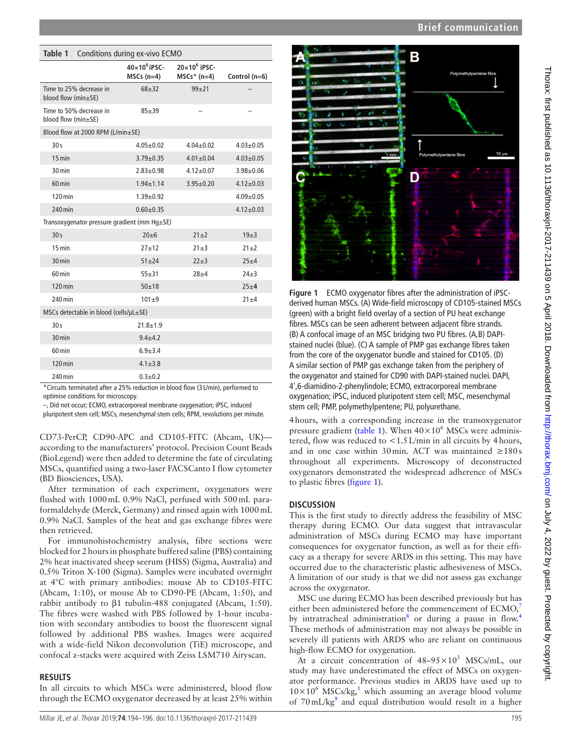**Table 1** Conditions during ex-vivo ECMO

| | $40\times10^6$ iPSC-MSCs (n=4) | $20\times10^6$ iPSC-MSCs* (n=4) | Control (n=6) |
|---|---|---|---|
| Time to 25% decrease in blood flow (min±SE) | 68±32 | 99±21 | – |
| Time to 50% decrease in blood flow (min±SE) | 85±39 | – | – |
| Blood flow at 2000 RPM (L/min±SE) | | | |
| 30 s | 4.05±0.02 | 4.04±0.02 | 4.03±0.05 |
| 15 min | 3.79±0.35 | 4.01±0.04 | 4.03±0.05 |
| 30 min | 2.83±0.98 | 4.12±0.07 | 3.98±0.06 |
| 60 min | 1.94±1.14 | 3.95±0.20 | 4.12±0.03 |
| 120 min | 1.39±0.92 | | 4.09±0.05 |
| 240 min | 0.60±0.35 | | 4.12±0.03 |
| Transoxygenator pressure gradient (mm Hg±SE) | | | |
| 30 s | 20±6 | 21±2 | 19±3 |
| 15 min | 27±12 | 21±3 | 21±2 |
| 30 min | 51±24 | 22±3 | 25±4 |
| 60 min | 55±31 | 28±4 | 24±3 |
| 120 min | 50±18 | | 25±4 |
| 240 min | 101±9 | | 21±4 |
| MSCs detectable in blood (cells/µL±SE) | | | |
| 30 s | 21.8±1.9 | | |
| 30 min | 9.4±4.2 | | |
| 60 min | 6.9±3.4 | | |
| 120 min | 4.1±3.8 | | |
| 240 min | 0.3±0.2 | | |

*Circuits terminated after a 25% reduction in blood flow (3 L/min), performed to optimise conditions for microscopy.

–, Did not occur; ECMO, extracorporeal membrane oxygenation; iPSC, induced pluripotent stem cell; MSCs, mesenchymal stem cells; RPM, revolutions per minute.

CD73-PerCP, CD90-APC and CD105-FITC (Abcam, UK)—according to the manufacturers' protocol. Precision Count Beads (BioLegend) were then added to determine the fate of circulating MSCs, quantified using a two-laser FACSCanto I flow cytometer (BD Biosciences, USA).

After termination of each experiment, oxygenators were flushed with 1000 mL 0.9% NaCl, perfused with 500 mL paraformaldehyde (Merck, Germany) and rinsed again with 1000 mL 0.9% NaCl. Samples of the heat and gas exchange fibres were then retrieved.

For immunohistochemistry analysis, fibre sections were blocked for 2 hours in phosphate buffered saline (PBS) containing 2% heat inactivated sheep seerum (HISS) (Sigma, Australia) and 0.5% Triton X-100 (Sigma). Samples were incubated overnight at 4°C with primary antibodies: mouse Ab to CD105-FITC (Abcam, 1:10), or mouse Ab to CD90-PE (Abcam, 1:50), and rabbit antibody to β1 tubulin-488 conjugated (Abcam, 1:50). The fibres were washed with PBS followed by 1-hour incubation with secondary antibodies to boost the fluorescent signal followed by additional PBS washes. Images were acquired with a wide-field Nikon deconvolution (TiE) microscope, and confocal z-stacks were acquired with Zeiss LSM710 Airyscan.

## RESULTS

In all circuits to which MSCs were administered, blood flow through the ECMO oxygenator decreased by at least 25% within 4 hours, with a corresponding increase in the transoxygenator pressure gradient (table 1). When $40\times10^6$ MSCs were administered, flow was reduced to <1.5 L/min in all circuits by 4 hours, and in one case within 30 min. ACT was maintained ≥180 s throughout all experiments. Microscopy of deconstructed oxygenators demonstrated the widespread adherence of MSCs to plastic fibres (figure 1).

**Figure 1** ECMO oxygenator fibres after the administration of iPSC-derived human MSCs. (A) Wide-field microscopy of CD105-stained MSCs (green) with a bright field overlay of a section of PU heat exchange fibres. MSCs can be seen adherent between adjacent fibre strands. (B) A confocal image of an MSC bridging two PU fibres. (A,B) DAPI-stained nuclei (blue). (C) A sample of PMP gas exchange fibres taken from the core of the oxygenator bundle and stained for CD105. (D) A similar section of PMP gas exchange fibres taken from the periphery of the oxygenator and stained for CD90 with DAPI-stained nuclei. DAPI, 4',6-diamidino-2-phenylindole; ECMO, extracorporeal membrane oxygenation; iPSC, induced pluripotent stem cell; MSC, mesenchymal stem cell; PMP, polymethylpentene; PU, polyurethane.

## DISCUSSION

This is the first study to directly address the feasibility of MSC therapy during ECMO. Our data suggest that intravascular administration of MSCs during ECMO may have important consequences for oxygenator function, as well as for their efficacy as a therapy for severe ARDS in this setting. This may have occurred due to the characteristic plastic adhesiveness of MSCs. A limitation of our study is that we did not assess gas exchange across the oxygenator.

MSC use during ECMO has been described previously but has either been administered before the commencement of ECMO,[7] by intratracheal administration[8] or during a pause in flow.[4] These methods of administration may not always be possible in severely ill patients with ARDS who are reliant on continuous high-flow ECMO for oxygenation.

At a circuit concentration of $48–95\times10^3$ MSCs/mL, our study may have underestimated the effect of MSCs on oxygenator performance. Previous studies in ARDS have used up to $10\times10^6$ MSCs/kg,[1] which assuming an average blood volume of 70 mL/kg[9] and equal distribution would result in a higher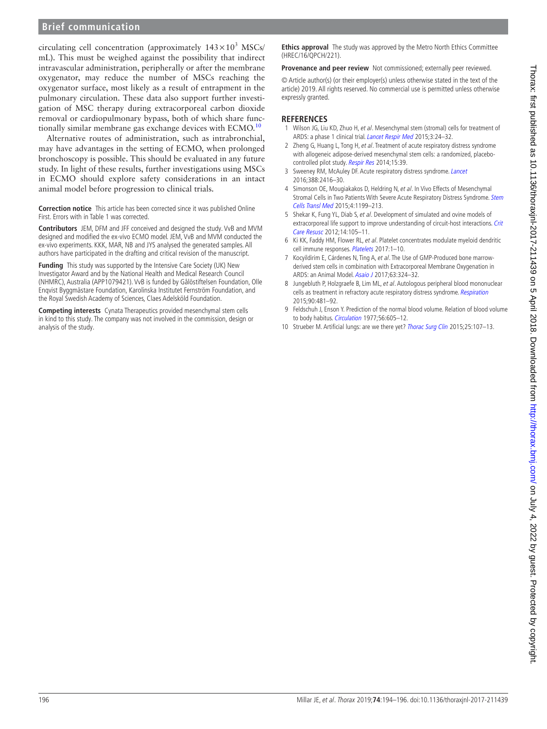circulating cell concentration (approximately $143\times10^3$ MSCs/mL). This must be weighed against the possibility that indirect intravascular administration, peripherally or after the membrane oxygenator, may reduce the number of MSCs reaching the oxygenator surface, most likely as a result of entrapment in the pulmonary circulation. These data also support further investigation of MSC therapy during extracorporeal carbon dioxide removal or cardiopulmonary bypass, both of which share functionally similar membrane gas exchange devices with ECMO.[10]

Alternative routes of administration, such as intrabronchial, may have advantages in the setting of ECMO, when prolonged bronchoscopy is possible. This should be evaluated in any future study. In light of these results, further investigations using MSCs in ECMO should explore safety considerations in an intact animal model before progression to clinical trials.

**Correction notice** This article has been corrected since it was published Online First. Errors with in Table 1 was corrected.

**Contributors** JEM, DFM and JFF conceived and designed the study. VvB and MVM designed and modified the ex-vivo ECMO model. JEM, VvB and MVM conducted the ex-vivo experiments. KKK, MAR, NB and JYS analysed the generated samples. All authors have participated in the drafting and critical revision of the manuscript.

**Funding** This study was supported by the Intensive Care Society (UK) New Investigator Award and by the National Health and Medical Research Council (NHMRC), Australia (APP1079421). VvB is funded by Gålöstiftelsen Foundation, Olle Enqvist Byggmästare Foundation, Karolinska Institutet Fernström Foundation, and the Royal Swedish Academy of Sciences, Claes Adelsköld Foundation.

**Competing interests** Cynata Therapeutics provided mesenchymal stem cells in kind to this study. The company was not involved in the commission, design or analysis of the study.

**Ethics approval** The study was approved by the Metro North Ethics Committee (HREC/16/QPCH/221).

**Provenance and peer review** Not commissioned; externally peer reviewed.

© Article author(s) (or their employer(s) unless otherwise stated in the text of the article) 2019. All rights reserved. No commercial use is permitted unless otherwise expressly granted.

## REFERENCES

1. Wilson JG, Liu KD, Zhuo H, *et al*. Mesenchymal stem (stromal) cells for treatment of ARDS: a phase 1 clinical trial. *Lancet Respir Med* 2015;3:24–32.
2. Zheng G, Huang L, Tong H, *et al*. Treatment of acute respiratory distress syndrome with allogeneic adipose-derived mesenchymal stem cells: a randomized, placebo-controlled pilot study. *Respir Res* 2014;15:39.
3. Sweeney RM, McAuley DF. Acute respiratory distress syndrome. *Lancet* 2016;388:2416–30.
4. Simonson OE, Mougiakakos D, Heldring N, *et al*. In Vivo Effects of Mesenchymal Stromal Cells in Two Patients With Severe Acute Respiratory Distress Syndrome. *Stem Cells Transl Med* 2015;4:1199–213.
5. Shekar K, Fung YL, Diab S, *et al*. Development of simulated and ovine models of extracorporeal life support to improve understanding of circuit-host interactions. *Crit Care Resusc* 2012;14:105–11.
6. Ki KK, Faddy HM, Flower RL, *et al*. Platelet concentrates modulate myeloid dendritic cell immune responses. *Platelets* 2017:1–10.
7. Kocyildirim E, Cárdenes N, Ting A, *et al*. The Use of GMP-Produced bone marrow-derived stem cells in combination with Extracorporeal Membrane Oxygenation in ARDS: an Animal Model. *Asaio J* 2017;63:324–32.
8. Jungebluth P, Holzgraefe B, Lim ML, *et al*. Autologous peripheral blood mononuclear cells as treatment in refractory acute respiratory distress syndrome. *Respiration* 2015;90:481–92.
9. Feldschuh J, Enson Y. Prediction of the normal blood volume. Relation of blood volume to body habitus. *Circulation* 1977;56:605–12.
10. Strueber M. Artificial lungs: are we there yet? *Thorac Surg Clin* 2015;25:107–13.